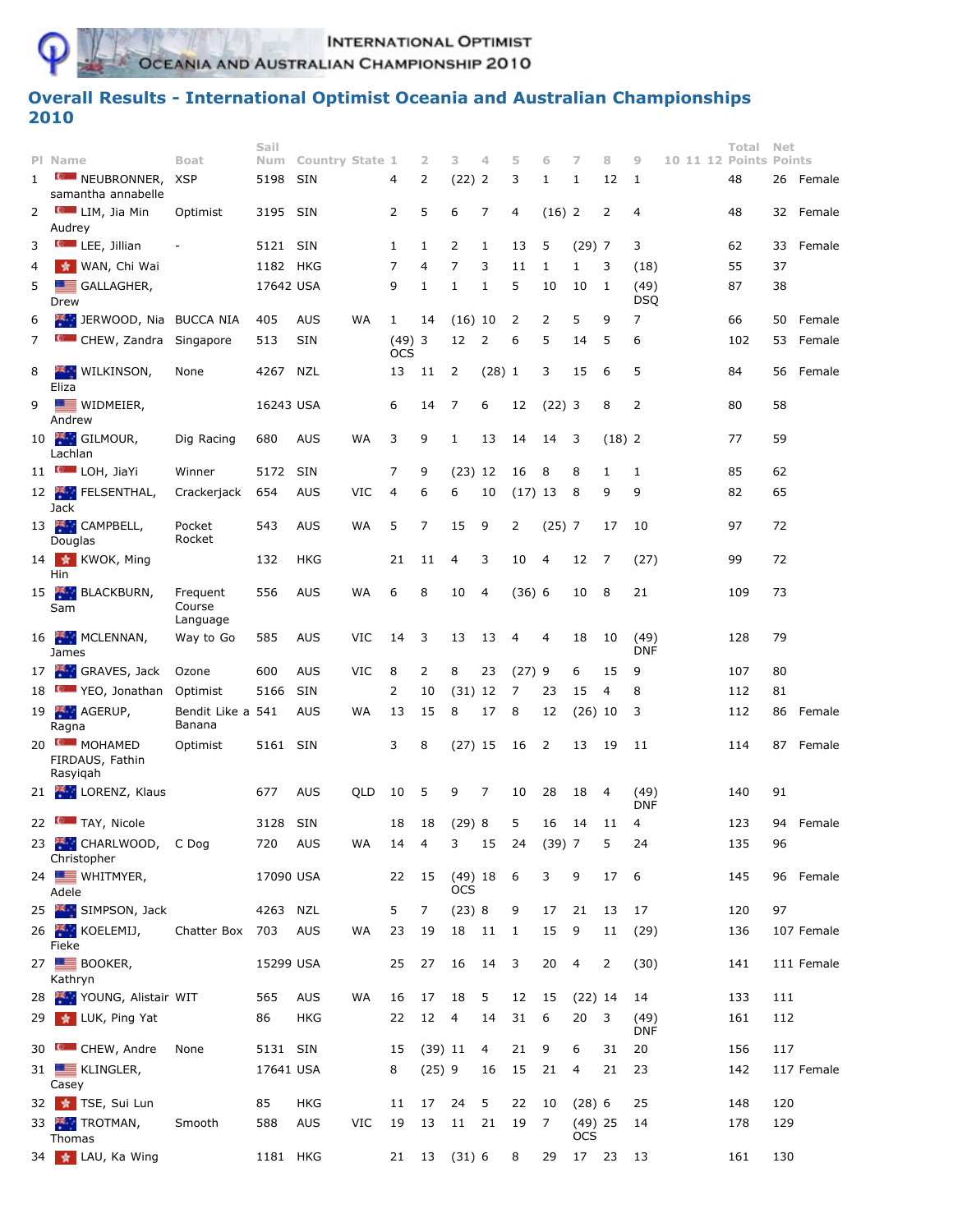INTERNATIONAL OPTIMIST OCEANIA AND AUSTRALIAN CHAMPIONSHIP 2010

## Overall Results - International Optimist Oceania and Australian Championships 2010

| Pl | Name | Boat | Sail Num | Country | State | 1 | 2 | 3 | 4 | 5 | 6 | 7 | 8 | 9 | 10 | 11 | 12 | Total Points | Net Points | |
|---|---|---|---|---|---|---|---|---|---|---|---|---|---|---|---|---|---|---|---|---|
| 1 | NEUBRONNER, samantha annabelle | XSP | 5198 | SIN | | 4 | 2 | (22) | 2 | 3 | 1 | 1 | 12 | 1 | | | | 48 | 26 | Female |
| 2 | LIM, Jia Min Audrey | Optimist | 3195 | SIN | | 2 | 5 | 6 | 7 | 4 | (16) | 2 | 2 | 4 | | | | 48 | 32 | Female |
| 3 | LEE, Jillian | - | 5121 | SIN | | 1 | 1 | 2 | 1 | 13 | 5 | (29) | 7 | 3 | | | | 62 | 33 | Female |
| 4 | WAN, Chi Wai | | 1182 | HKG | | 7 | 4 | 7 | 3 | 11 | 1 | 1 | 3 | (18) | | | | 55 | 37 | |
| 5 | GALLAGHER, Drew | | 17642 | USA | | 9 | 1 | 1 | 1 | 5 | 10 | 10 | 1 | (49) DSQ | | | | 87 | 38 | |
| 6 | JERWOOD, Nia | BUCCA NIA | 405 | AUS | WA | 1 | 14 | (16) | 10 | 2 | 2 | 5 | 9 | 7 | | | | 66 | 50 | Female |
| 7 | CHEW, Zandra | Singapore | 513 | SIN | | (49) OCS | 3 | 12 | 2 | 6 | 5 | 14 | 5 | 6 | | | | 102 | 53 | Female |
| 8 | WILKINSON, Eliza | None | 4267 | NZL | | 13 | 11 | 2 | (28) | 1 | 3 | 15 | 6 | 5 | | | | 84 | 56 | Female |
| 9 | WIDMEIER, Andrew | | 16243 | USA | | 6 | 14 | 7 | 6 | 12 | (22) | 3 | 8 | 2 | | | | 80 | 58 | |
| 10 | GILMOUR, Lachlan | Dig Racing | 680 | AUS | WA | 3 | 9 | 1 | 13 | 14 | 14 | 3 | (18) | 2 | | | | 77 | 59 | |
| 11 | LOH, JiaYi | Winner | 5172 | SIN | | 7 | 9 | (23) | 12 | 16 | 8 | 8 | 1 | 1 | | | | 85 | 62 | |
| 12 | FELSENTHAL, Jack | Crackerjack | 654 | AUS | VIC | 4 | 6 | 6 | 10 | (17) | 13 | 8 | 9 | 9 | | | | 82 | 65 | |
| 13 | CAMPBELL, Douglas | Pocket Rocket | 543 | AUS | WA | 5 | 7 | 15 | 9 | 2 | (25) | 7 | 17 | 10 | | | | 97 | 72 | |
| 14 | KWOK, Ming Hin | | 132 | HKG | | 21 | 11 | 4 | 3 | 10 | 4 | 12 | 7 | (27) | | | | 99 | 72 | |
| 15 | BLACKBURN, Sam | Frequent Course Language | 556 | AUS | WA | 6 | 8 | 10 | 4 | (36) | 6 | 10 | 8 | 21 | | | | 109 | 73 | |
| 16 | MCLENNAN, James | Way to Go | 585 | AUS | VIC | 14 | 3 | 13 | 13 | 4 | 4 | 18 | 10 | (49) DNF | | | | 128 | 79 | |
| 17 | GRAVES, Jack | Ozone | 600 | AUS | VIC | 8 | 2 | 8 | 23 | (27) | 9 | 6 | 15 | 9 | | | | 107 | 80 | |
| 18 | YEO, Jonathan | Optimist | 5166 | SIN | | 2 | 10 | (31) | 12 | 7 | 23 | 15 | 4 | 8 | | | | 112 | 81 | |
| 19 | AGERUP, Ragna | Bendit Like a Banana | 541 | AUS | WA | 13 | 15 | 8 | 17 | 8 | 12 | (26) | 10 | 3 | | | | 112 | 86 | Female |
| 20 | MOHAMED FIRDAUS, Fathin Rasyiqah | Optimist | 5161 | SIN | | 3 | 8 | (27) | 15 | 16 | 2 | 13 | 19 | 11 | | | | 114 | 87 | Female |
| 21 | LORENZ, Klaus | | 677 | AUS | QLD | 10 | 5 | 9 | 7 | 10 | 28 | 18 | 4 | (49) DNF | | | | 140 | 91 | |
| 22 | TAY, Nicole | | 3128 | SIN | | 18 | 18 | (29) | 8 | 5 | 16 | 14 | 11 | 4 | | | | 123 | 94 | Female |
| 23 | CHARLWOOD, Christopher | C Dog | 720 | AUS | WA | 14 | 4 | 3 | 15 | 24 | (39) | 7 | 5 | 24 | | | | 135 | 96 | |
| 24 | WHITMYER, Adele | | 17090 | USA | | 22 | 15 | (49) OCS | 18 | 6 | 3 | 9 | 17 | 6 | | | | 145 | 96 | Female |
| 25 | SIMPSON, Jack | | 4263 | NZL | | 5 | 7 | (23) | 8 | 9 | 17 | 21 | 13 | 17 | | | | 120 | 97 | |
| 26 | KOELEMIJ, Fieke | Chatter Box | 703 | AUS | WA | 23 | 19 | 18 | 11 | 1 | 15 | 9 | 11 | (29) | | | | 136 | 107 | Female |
| 27 | BOOKER, Kathryn | | 15299 | USA | | 25 | 27 | 16 | 14 | 3 | 20 | 4 | 2 | (30) | | | | 141 | 111 | Female |
| 28 | YOUNG, Alistair | WIT | 565 | AUS | WA | 16 | 17 | 18 | 5 | 12 | 15 | (22) | 14 | 14 | | | | 133 | 111 | |
| 29 | LUK, Ping Yat | | 86 | HKG | | 22 | 12 | 4 | 14 | 31 | 6 | 20 | 3 | (49) DNF | | | | 161 | 112 | |
| 30 | CHEW, Andre | None | 5131 | SIN | | 15 | (39) | 11 | 4 | 21 | 9 | 6 | 31 | 20 | | | | 156 | 117 | |
| 31 | KLINGLER, Casey | | 17641 | USA | | 8 | (25) | 9 | 16 | 15 | 21 | 4 | 21 | 23 | | | | 142 | 117 | Female |
| 32 | TSE, Sui Lun | | 85 | HKG | | 11 | 17 | 24 | 5 | 22 | 10 | (28) | 6 | 25 | | | | 148 | 120 | |
| 33 | TROTMAN, Thomas | Smooth | 588 | AUS | VIC | 19 | 13 | 11 | 21 | 19 | 7 | (49) OCS | 25 | 14 | | | | 178 | 129 | |
| 34 | LAU, Ka Wing | | 1181 | HKG | | 21 | 13 | (31) | 6 | 8 | 29 | 17 | 23 | 13 | | | | 161 | 130 | |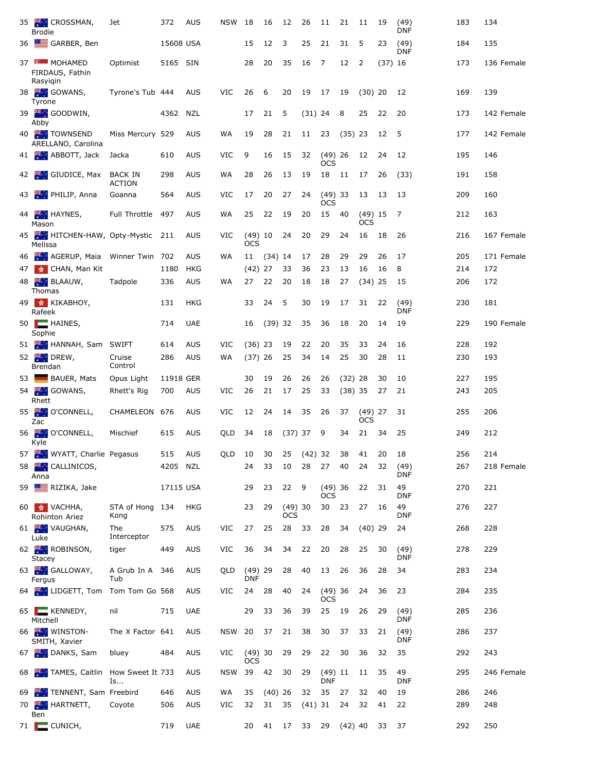| | | | | | | | | | | | | | | | | | |
|---|---|---|---|---|---|---|---|---|---|---|---|---|---|---|---|---|---|
| 35 | CROSSMAN, Brodie | Jet | 372 | AUS | NSW | 18 | 16 | 12 | 26 | 11 | 21 | 11 | 19 | (49) DNF | 183 | 134 | |
| 36 | GARBER, Ben | | 15608 | USA | | 15 | 12 | 3 | 25 | 21 | 31 | 5 | 23 | (49) DNF | 184 | 135 | |
| 37 | MOHAMED FIRDAUS, Fathin Rasyiqin | Optimist | 5165 | SIN | | 28 | 20 | 35 | 16 | 7 | 12 | 2 | (37) | 16 | 173 | 136 | Female |
| 38 | GOWANS, Tyrone | Tyrone's Tub | 444 | AUS | VIC | 26 | 6 | 20 | 19 | 17 | 19 | (30) | 20 | 12 | 169 | 139 | |
| 39 | GOODWIN, Abby | | 4362 | NZL | | 17 | 21 | 5 | (31) | 24 | 8 | 25 | 22 | 20 | 173 | 142 | Female |
| 40 | TOWNSEND ARELLANO, Carolina | Miss Mercury | 529 | AUS | WA | 19 | 28 | 21 | 11 | 23 | (35) | 23 | 12 | 5 | 177 | 142 | Female |
| 41 | ABBOTT, Jack | Jacka | 610 | AUS | VIC | 9 | 16 | 15 | 32 | (49) OCS | 26 | 12 | 24 | 12 | 195 | 146 | |
| 42 | GIUDICE, Max | BACK IN ACTION | 298 | AUS | WA | 28 | 26 | 13 | 19 | 18 | 11 | 17 | 26 | (33) | 191 | 158 | |
| 43 | PHILIP, Anna | Goanna | 564 | AUS | VIC | 17 | 20 | 27 | 24 | (49) OCS | 33 | 13 | 13 | 13 | 209 | 160 | |
| 44 | HAYNES, Mason | Full Throttle | 497 | AUS | WA | 25 | 22 | 19 | 20 | 15 | 40 | (49) OCS | 15 | 7 | 212 | 163 | |
| 45 | HITCHEN-HAW, Melissa | Opty-Mystic | 211 | AUS | VIC | (49) OCS | 10 | 24 | 20 | 29 | 24 | 16 | 18 | 26 | 216 | 167 | Female |
| 46 | AGERUP, Maia | Winner Twin | 702 | AUS | WA | 11 | (34) | 14 | 17 | 28 | 29 | 29 | 26 | 17 | 205 | 171 | Female |
| 47 | CHAN, Man Kit | | 1180 | HKG | | (42) | 27 | 33 | 36 | 23 | 13 | 16 | 16 | 8 | 214 | 172 | |
| 48 | BLAAUW, Thomas | Tadpole | 336 | AUS | WA | 27 | 22 | 20 | 18 | 18 | 27 | (34) | 25 | 15 | 206 | 172 | |
| 49 | KIKABHOY, Rafeek | | 131 | HKG | | 33 | 24 | 5 | 30 | 19 | 17 | 31 | 22 | (49) DNF | 230 | 181 | |
| 50 | HAINES, Sophie | | 714 | UAE | | 16 | (39) | 32 | 35 | 36 | 18 | 20 | 14 | 19 | 229 | 190 | Female |
| 51 | HANNAH, Sam | SWIFT | 614 | AUS | VIC | (36) | 23 | 19 | 22 | 20 | 35 | 33 | 24 | 16 | 228 | 192 | |
| 52 | DREW, Brendan | Cruise Control | 286 | AUS | WA | (37) | 26 | 25 | 34 | 14 | 25 | 30 | 28 | 11 | 230 | 193 | |
| 53 | BAUER, Mats | Opus Light | 11918 | GER | | 30 | 19 | 26 | 26 | 26 | (32) | 28 | 30 | 10 | 227 | 195 | |
| 54 | GOWANS, Rhett | Rhett's Rig | 700 | AUS | VIC | 26 | 21 | 17 | 25 | 33 | (38) | 35 | 27 | 21 | 243 | 205 | |
| 55 | O'CONNELL, Zac | CHAMELEON | 676 | AUS | VIC | 12 | 24 | 14 | 35 | 26 | 37 | (49) OCS | 27 | 31 | 255 | 206 | |
| 56 | O'CONNELL, Kyle | Mischief | 615 | AUS | QLD | 34 | 18 | (37) | 37 | 9 | 34 | 21 | 34 | 25 | 249 | 212 | |
| 57 | WYATT, Charlie | Pegasus | 515 | AUS | QLD | 10 | 30 | 25 | (42) | 32 | 38 | 41 | 20 | 18 | 256 | 214 | |
| 58 | CALLINICOS, Anna | | 4205 | NZL | | 24 | 33 | 10 | 28 | 27 | 40 | 24 | 32 | (49) DNF | 267 | 218 | Female |
| 59 | RIZIKA, Jake | | 17115 | USA | | 29 | 23 | 22 | 9 | (49) OCS | 36 | 22 | 31 | 49 DNF | 270 | 221 | |
| 60 | VACHHA, Rohinton Ariez | STA of Hong Kong | 134 | HKG | | 23 | 29 | (49) OCS | 30 | 30 | 23 | 27 | 16 | 49 DNF | 276 | 227 | |
| 61 | VAUGHAN, Luke | The Interceptor | 575 | AUS | VIC | 27 | 25 | 28 | 33 | 28 | 34 | (40) | 29 | 24 | 268 | 228 | |
| 62 | ROBINSON, Stacey | tiger | 449 | AUS | VIC | 36 | 34 | 34 | 22 | 20 | 28 | 25 | 30 | (49) DNF | 278 | 229 | |
| 63 | GALLOWAY, Fergus | A Grub In A Tub | 346 | AUS | QLD | (49) DNF | 29 | 28 | 40 | 13 | 26 | 36 | 28 | 34 | 283 | 234 | |
| 64 | LIDGETT, Tom | Tom Tom Go | 568 | AUS | VIC | 24 | 28 | 40 | 24 | (49) OCS | 36 | 24 | 36 | 23 | 284 | 235 | |
| 65 | KENNEDY, Mitchell | nil | 715 | UAE | | 29 | 33 | 36 | 39 | 25 | 19 | 26 | 29 | (49) DNF | 285 | 236 | |
| 66 | WINSTON-SMITH, Xavier | The X Factor | 641 | AUS | NSW | 20 | 37 | 21 | 38 | 30 | 37 | 33 | 21 | (49) DNF | 286 | 237 | |
| 67 | DANKS, Sam | bluey | 484 | AUS | VIC | (49) OCS | 30 | 29 | 29 | 22 | 30 | 36 | 32 | 35 | 292 | 243 | |
| 68 | TAMES, Caitlin | How Sweet It Is... | 733 | AUS | NSW | 39 | 42 | 30 | 29 | (49) DNF | 11 | 11 | 35 | 49 DNF | 295 | 246 | Female |
| 69 | TENNENT, Sam | Freebird | 646 | AUS | WA | 35 | (40) | 26 | 32 | 35 | 27 | 32 | 40 | 19 | 286 | 246 | |
| 70 | HARTNETT, Ben | Coyote | 506 | AUS | VIC | 32 | 31 | 35 | (41) | 31 | 24 | 32 | 41 | 22 | 289 | 248 | |
| 71 | CUNICH, | | 719 | UAE | | 20 | 41 | 17 | 33 | 29 | (42) | 40 | 33 | 37 | 292 | 250 | |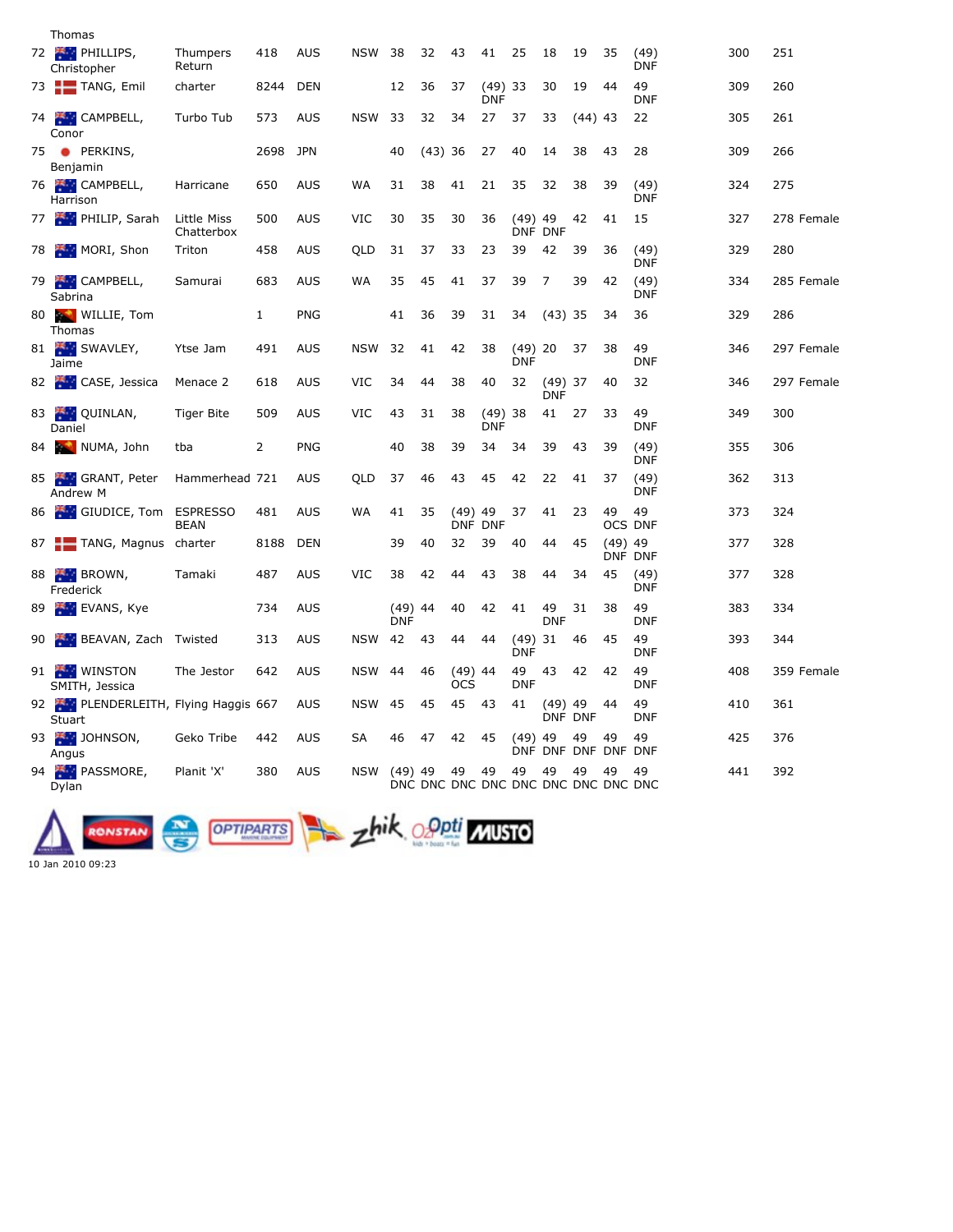| | | | | | | | | | | | | | | | | | | |
|---|---|---|---|---|---|---|---|---|---|---|---|---|---|---|---|---|---|---|
| | Thomas | | | | | | | | | | | | | | | | | |
| 72 | PHILLIPS, Christopher | Thumpers Return | 418 | AUS | NSW | 38 | 32 | 43 | 41 | 25 | 18 | 19 | 35 | (49) DNF | | 300 | 251 | |
| 73 | TANG, Emil | charter | 8244 | DEN | | 12 | 36 | 37 | (49) DNF | 33 | 30 | 19 | 44 | 49 DNF | | 309 | 260 | |
| 74 | CAMPBELL, Conor | Turbo Tub | 573 | AUS | NSW | 33 | 32 | 34 | 27 | 37 | 33 | (44) | 43 | 22 | | 305 | 261 | |
| 75 | PERKINS, Benjamin | | 2698 | JPN | | 40 | (43) | 36 | 27 | 40 | 14 | 38 | 43 | 28 | | 309 | 266 | |
| 76 | CAMPBELL, Harrison | Harricane | 650 | AUS | WA | 31 | 38 | 41 | 21 | 35 | 32 | 38 | 39 | (49) DNF | | 324 | 275 | |
| 77 | PHILIP, Sarah | Little Miss Chatterbox | 500 | AUS | VIC | 30 | 35 | 30 | 36 | (49) DNF | 49 DNF | 42 | 41 | 15 | | 327 | 278 | Female |
| 78 | MORI, Shon | Triton | 458 | AUS | QLD | 31 | 37 | 33 | 23 | 39 | 42 | 39 | 36 | (49) DNF | | 329 | 280 | |
| 79 | CAMPBELL, Sabrina | Samurai | 683 | AUS | WA | 35 | 45 | 41 | 37 | 39 | 7 | 39 | 42 | (49) DNF | | 334 | 285 | Female |
| 80 | WILLIE, Tom Thomas | | 1 | PNG | | 41 | 36 | 39 | 31 | 34 | (43) | 35 | 34 | 36 | | 329 | 286 | |
| 81 | SWAVLEY, Jaime | Ytse Jam | 491 | AUS | NSW | 32 | 41 | 42 | 38 | (49) DNF | 20 | 37 | 38 | 49 DNF | | 346 | 297 | Female |
| 82 | CASE, Jessica | Menace 2 | 618 | AUS | VIC | 34 | 44 | 38 | 40 | 32 | (49) DNF | 37 | 40 | 32 | | 346 | 297 | Female |
| 83 | QUINLAN, Daniel | Tiger Bite | 509 | AUS | VIC | 43 | 31 | 38 | (49) DNF | 38 | 41 | 27 | 33 | 49 DNF | | 349 | 300 | |
| 84 | NUMA, John | tba | 2 | PNG | | 40 | 38 | 39 | 34 | 34 | 39 | 43 | 39 | (49) DNF | | 355 | 306 | |
| 85 | GRANT, Peter Andrew M | Hammerhead | 721 | AUS | QLD | 37 | 46 | 43 | 45 | 42 | 22 | 41 | 37 | (49) DNF | | 362 | 313 | |
| 86 | GIUDICE, Tom | ESPRESSO BEAN | 481 | AUS | WA | 41 | 35 | (49) DNF | 49 DNF | 37 | 41 | 23 | 49 OCS | 49 DNF | | 373 | 324 | |
| 87 | TANG, Magnus | charter | 8188 | DEN | | 39 | 40 | 32 | 39 | 40 | 44 | 45 | (49) DNF | 49 DNF | | 377 | 328 | |
| 88 | BROWN, Frederick | Tamaki | 487 | AUS | VIC | 38 | 42 | 44 | 43 | 38 | 44 | 34 | 45 | (49) DNF | | 377 | 328 | |
| 89 | EVANS, Kye | | 734 | AUS | | (49) DNF | 44 | 40 | 42 | 41 | 49 DNF | 31 | 38 | 49 DNF | | 383 | 334 | |
| 90 | BEAVAN, Zach | Twisted | 313 | AUS | NSW | 42 | 43 | 44 | 44 | (49) DNF | 31 | 46 | 45 | 49 DNF | | 393 | 344 | |
| 91 | WINSTON SMITH, Jessica | The Jestor | 642 | AUS | NSW | 44 | 46 | (49) OCS | 44 | 49 DNF | 43 | 42 | 42 | 49 DNF | | 408 | 359 | Female |
| 92 | PLENDERLEITH, Stuart | Flying Haggis | 667 | AUS | NSW | 45 | 45 | 45 | 43 | 41 | (49) DNF | 49 DNF | 44 | 49 DNF | | 410 | 361 | |
| 93 | JOHNSON, Angus | Geko Tribe | 442 | AUS | SA | 46 | 47 | 42 | 45 | (49) DNF | 49 DNF | 49 DNF | 49 DNF | 49 DNF | | 425 | 376 | |
| 94 | PASSMORE, Dylan | Planit 'X' | 380 | AUS | NSW | (49) DNC | 49 DNC | 49 DNC | 49 DNC | 49 DNC | 49 DNC | 49 DNC | 49 DNC | 49 DNC | | 441 | 392 | |

10 Jan 2010 09:23